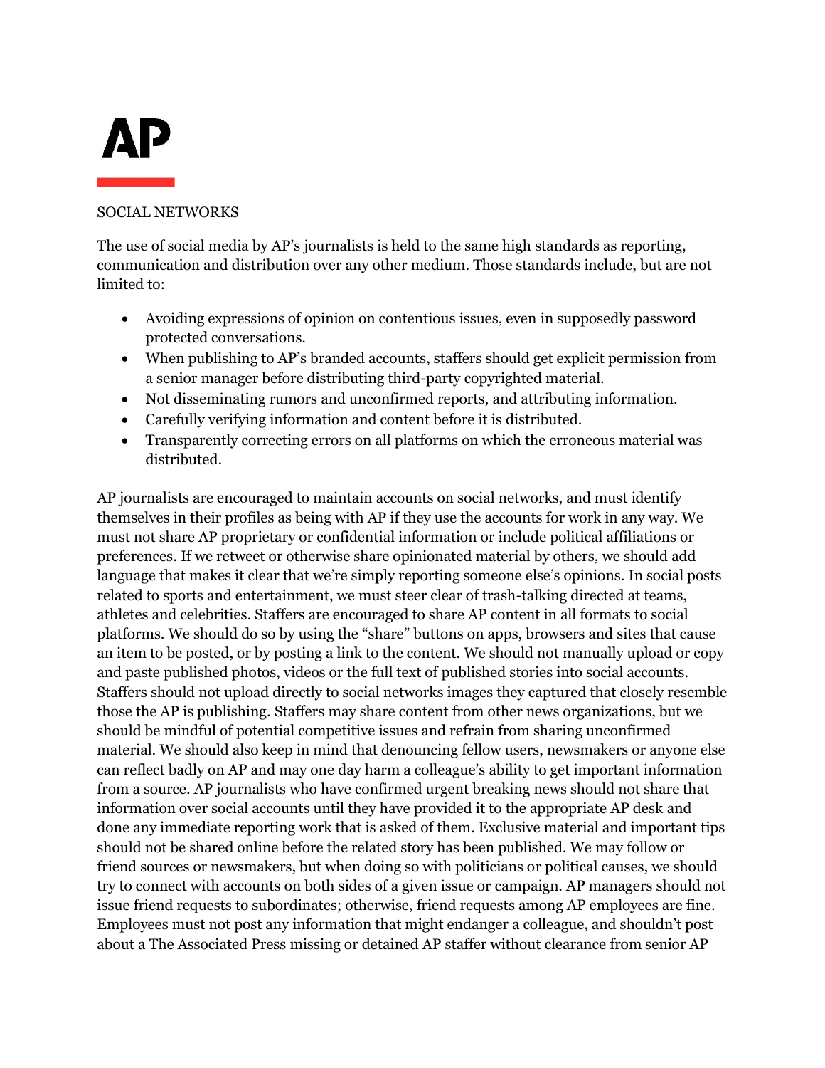# AP

## SOCIAL NETWORKS

The use of social media by AP's journalists is held to the same high standards as reporting, communication and distribution over any other medium. Those standards include, but are not limited to:

- Avoiding expressions of opinion on contentious issues, even in supposedly password protected conversations.
- When publishing to AP's branded accounts, staffers should get explicit permission from a senior manager before distributing third-party copyrighted material.
- Not disseminating rumors and unconfirmed reports, and attributing information.
- Carefully verifying information and content before it is distributed.
- Transparently correcting errors on all platforms on which the erroneous material was distributed.

AP journalists are encouraged to maintain accounts on social networks, and must identify themselves in their profiles as being with AP if they use the accounts for work in any way. We must not share AP proprietary or confidential information or include political affiliations or preferences. If we retweet or otherwise share opinionated material by others, we should add language that makes it clear that we're simply reporting someone else's opinions. In social posts related to sports and entertainment, we must steer clear of trash-talking directed at teams, athletes and celebrities. Staffers are encouraged to share AP content in all formats to social platforms. We should do so by using the "share" buttons on apps, browsers and sites that cause an item to be posted, or by posting a link to the content. We should not manually upload or copy and paste published photos, videos or the full text of published stories into social accounts. Staffers should not upload directly to social networks images they captured that closely resemble those the AP is publishing. Staffers may share content from other news organizations, but we should be mindful of potential competitive issues and refrain from sharing unconfirmed material. We should also keep in mind that denouncing fellow users, newsmakers or anyone else can reflect badly on AP and may one day harm a colleague's ability to get important information from a source. AP journalists who have confirmed urgent breaking news should not share that information over social accounts until they have provided it to the appropriate AP desk and done any immediate reporting work that is asked of them. Exclusive material and important tips should not be shared online before the related story has been published. We may follow or friend sources or newsmakers, but when doing so with politicians or political causes, we should try to connect with accounts on both sides of a given issue or campaign. AP managers should not issue friend requests to subordinates; otherwise, friend requests among AP employees are fine. Employees must not post any information that might endanger a colleague, and shouldn't post about a The Associated Press missing or detained AP staffer without clearance from senior AP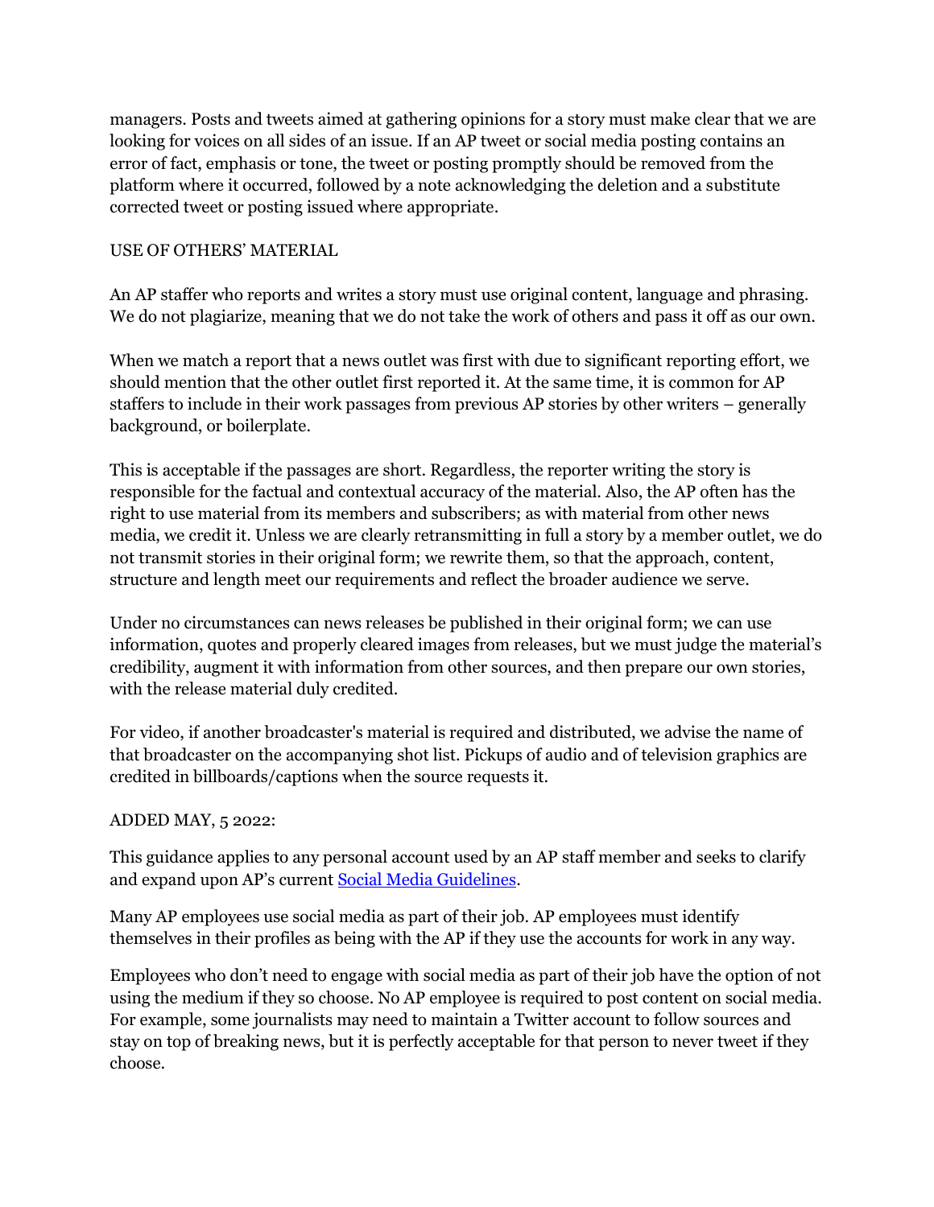managers. Posts and tweets aimed at gathering opinions for a story must make clear that we are looking for voices on all sides of an issue. If an AP tweet or social media posting contains an error of fact, emphasis or tone, the tweet or posting promptly should be removed from the platform where it occurred, followed by a note acknowledging the deletion and a substitute corrected tweet or posting issued where appropriate.

## USE OF OTHERS' MATERIAL

An AP staffer who reports and writes a story must use original content, language and phrasing. We do not plagiarize, meaning that we do not take the work of others and pass it off as our own.

When we match a report that a news outlet was first with due to significant reporting effort, we should mention that the other outlet first reported it. At the same time, it is common for AP staffers to include in their work passages from previous AP stories by other writers – generally background, or boilerplate.

This is acceptable if the passages are short. Regardless, the reporter writing the story is responsible for the factual and contextual accuracy of the material. Also, the AP often has the right to use material from its members and subscribers; as with material from other news media, we credit it. Unless we are clearly retransmitting in full a story by a member outlet, we do not transmit stories in their original form; we rewrite them, so that the approach, content, structure and length meet our requirements and reflect the broader audience we serve.

Under no circumstances can news releases be published in their original form; we can use information, quotes and properly cleared images from releases, but we must judge the material's credibility, augment it with information from other sources, and then prepare our own stories, with the release material duly credited.

For video, if another broadcaster's material is required and distributed, we advise the name of that broadcaster on the accompanying shot list. Pickups of audio and of television graphics are credited in billboards/captions when the source requests it.

## ADDED MAY, 5 2022:

This guidance applies to any personal account used by an AP staff member and seeks to clarify and expand upon AP's current [Social Media Guidelines](#).

Many AP employees use social media as part of their job. AP employees must identify themselves in their profiles as being with the AP if they use the accounts for work in any way.

Employees who don't need to engage with social media as part of their job have the option of not using the medium if they so choose. No AP employee is required to post content on social media. For example, some journalists may need to maintain a Twitter account to follow sources and stay on top of breaking news, but it is perfectly acceptable for that person to never tweet if they choose.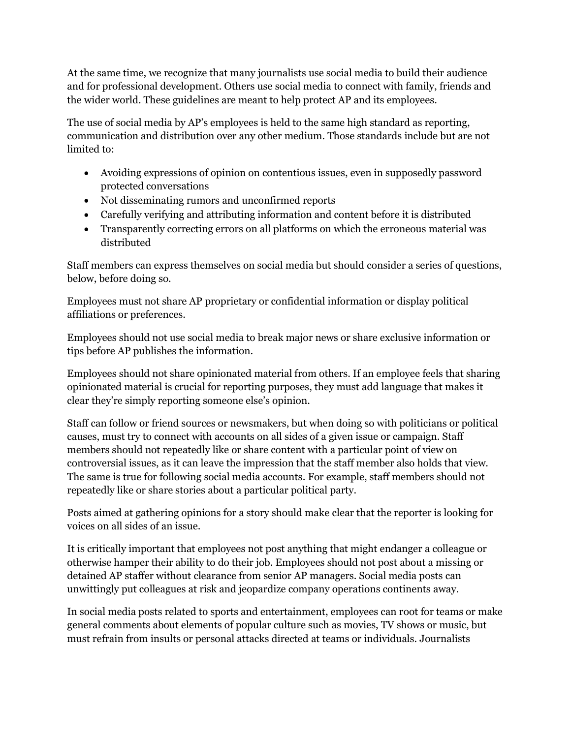At the same time, we recognize that many journalists use social media to build their audience and for professional development. Others use social media to connect with family, friends and the wider world. These guidelines are meant to help protect AP and its employees.

The use of social media by AP's employees is held to the same high standard as reporting, communication and distribution over any other medium. Those standards include but are not limited to:

- Avoiding expressions of opinion on contentious issues, even in supposedly password protected conversations
- Not disseminating rumors and unconfirmed reports
- Carefully verifying and attributing information and content before it is distributed
- Transparently correcting errors on all platforms on which the erroneous material was distributed

Staff members can express themselves on social media but should consider a series of questions, below, before doing so.

Employees must not share AP proprietary or confidential information or display political affiliations or preferences.

Employees should not use social media to break major news or share exclusive information or tips before AP publishes the information.

Employees should not share opinionated material from others. If an employee feels that sharing opinionated material is crucial for reporting purposes, they must add language that makes it clear they're simply reporting someone else's opinion.

Staff can follow or friend sources or newsmakers, but when doing so with politicians or political causes, must try to connect with accounts on all sides of a given issue or campaign. Staff members should not repeatedly like or share content with a particular point of view on controversial issues, as it can leave the impression that the staff member also holds that view. The same is true for following social media accounts. For example, staff members should not repeatedly like or share stories about a particular political party.

Posts aimed at gathering opinions for a story should make clear that the reporter is looking for voices on all sides of an issue.

It is critically important that employees not post anything that might endanger a colleague or otherwise hamper their ability to do their job. Employees should not post about a missing or detained AP staffer without clearance from senior AP managers. Social media posts can unwittingly put colleagues at risk and jeopardize company operations continents away.

In social media posts related to sports and entertainment, employees can root for teams or make general comments about elements of popular culture such as movies, TV shows or music, but must refrain from insults or personal attacks directed at teams or individuals. Journalists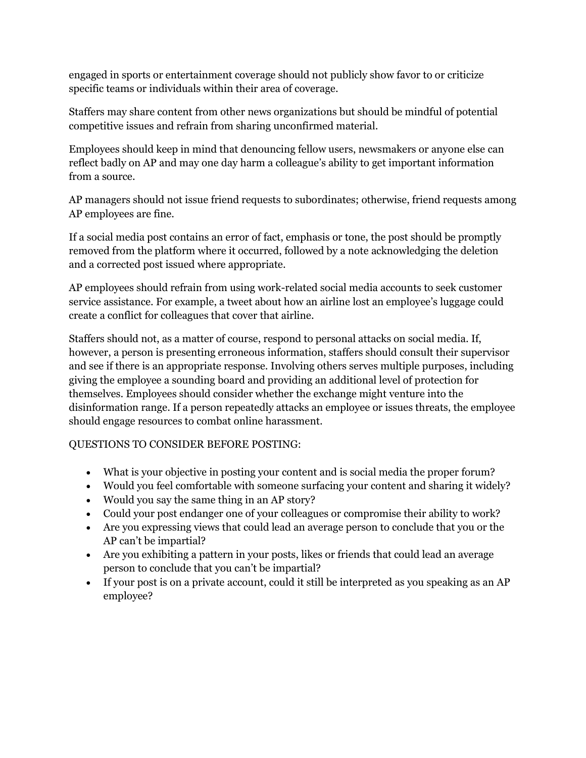engaged in sports or entertainment coverage should not publicly show favor to or criticize specific teams or individuals within their area of coverage.

Staffers may share content from other news organizations but should be mindful of potential competitive issues and refrain from sharing unconfirmed material.

Employees should keep in mind that denouncing fellow users, newsmakers or anyone else can reflect badly on AP and may one day harm a colleague's ability to get important information from a source.

AP managers should not issue friend requests to subordinates; otherwise, friend requests among AP employees are fine.

If a social media post contains an error of fact, emphasis or tone, the post should be promptly removed from the platform where it occurred, followed by a note acknowledging the deletion and a corrected post issued where appropriate.

AP employees should refrain from using work-related social media accounts to seek customer service assistance. For example, a tweet about how an airline lost an employee's luggage could create a conflict for colleagues that cover that airline.

Staffers should not, as a matter of course, respond to personal attacks on social media. If, however, a person is presenting erroneous information, staffers should consult their supervisor and see if there is an appropriate response. Involving others serves multiple purposes, including giving the employee a sounding board and providing an additional level of protection for themselves. Employees should consider whether the exchange might venture into the disinformation range. If a person repeatedly attacks an employee or issues threats, the employee should engage resources to combat online harassment.

QUESTIONS TO CONSIDER BEFORE POSTING:

- What is your objective in posting your content and is social media the proper forum?
- Would you feel comfortable with someone surfacing your content and sharing it widely?
- Would you say the same thing in an AP story?
- Could your post endanger one of your colleagues or compromise their ability to work?
- Are you expressing views that could lead an average person to conclude that you or the AP can't be impartial?
- Are you exhibiting a pattern in your posts, likes or friends that could lead an average person to conclude that you can't be impartial?
- If your post is on a private account, could it still be interpreted as you speaking as an AP employee?